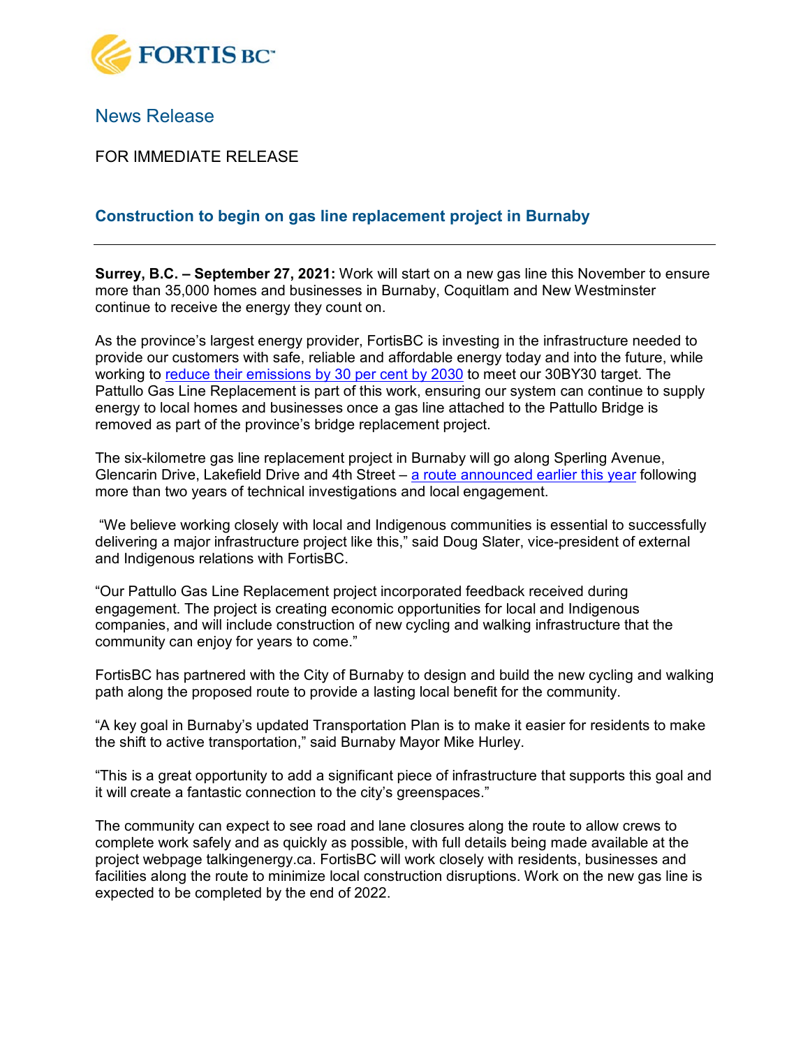FORTIS BC™

News Release

FOR IMMEDIATE RELEASE

## Construction to begin on gas line replacement project in Burnaby

---

**Surrey, B.C. – September 27, 2021:** Work will start on a new gas line this November to ensure more than 35,000 homes and businesses in Burnaby, Coquitlam and New Westminster continue to receive the energy they count on.

As the province's largest energy provider, FortisBC is investing in the infrastructure needed to provide our customers with safe, reliable and affordable energy today and into the future, while working to reduce their emissions by 30 per cent by 2030 to meet our 30BY30 target. The Pattullo Gas Line Replacement is part of this work, ensuring our system can continue to supply energy to local homes and businesses once a gas line attached to the Pattullo Bridge is removed as part of the province's bridge replacement project.

The six-kilometre gas line replacement project in Burnaby will go along Sperling Avenue, Glencarin Drive, Lakefield Drive and 4th Street – a route announced earlier this year following more than two years of technical investigations and local engagement.

"We believe working closely with local and Indigenous communities is essential to successfully delivering a major infrastructure project like this," said Doug Slater, vice-president of external and Indigenous relations with FortisBC.

"Our Pattullo Gas Line Replacement project incorporated feedback received during engagement. The project is creating economic opportunities for local and Indigenous companies, and will include construction of new cycling and walking infrastructure that the community can enjoy for years to come."

FortisBC has partnered with the City of Burnaby to design and build the new cycling and walking path along the proposed route to provide a lasting local benefit for the community.

"A key goal in Burnaby's updated Transportation Plan is to make it easier for residents to make the shift to active transportation," said Burnaby Mayor Mike Hurley.

"This is a great opportunity to add a significant piece of infrastructure that supports this goal and it will create a fantastic connection to the city's greenspaces."

The community can expect to see road and lane closures along the route to allow crews to complete work safely and as quickly as possible, with full details being made available at the project webpage talkingenergy.ca. FortisBC will work closely with residents, businesses and facilities along the route to minimize local construction disruptions. Work on the new gas line is expected to be completed by the end of 2022.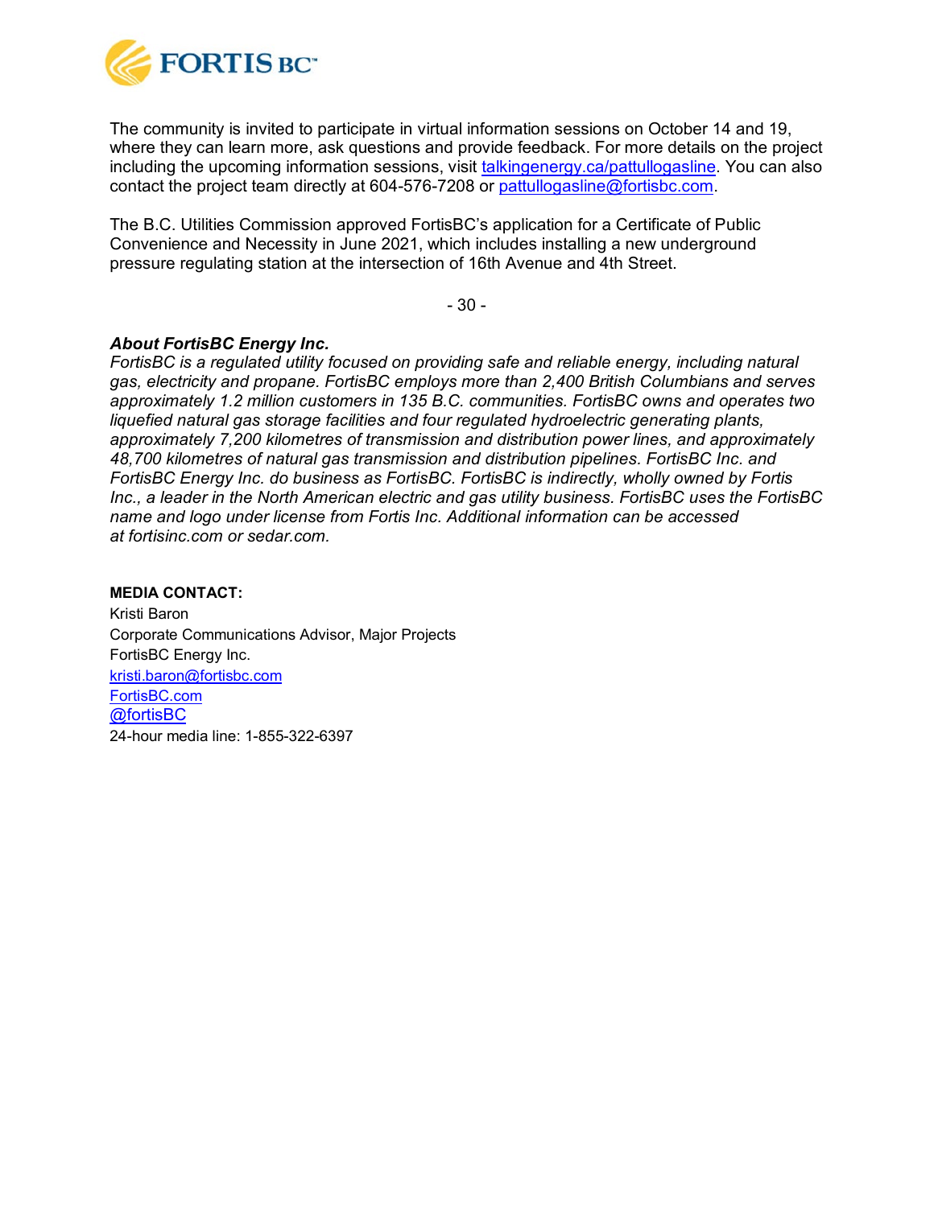The community is invited to participate in virtual information sessions on October 14 and 19, where they can learn more, ask questions and provide feedback. For more details on the project including the upcoming information sessions, visit [talkingenergy.ca/pattullogasline](talkingenergy.ca/pattullogasline). You can also contact the project team directly at 604-576-7208 or [pattullogasline@fortisbc.com](mailto:pattullogasline@fortisbc.com).

The B.C. Utilities Commission approved FortisBC's application for a Certificate of Public Convenience and Necessity in June 2021, which includes installing a new underground pressure regulating station at the intersection of 16th Avenue and 4th Street.

\- 30 -

***About FortisBC Energy Inc.***

*FortisBC is a regulated utility focused on providing safe and reliable energy, including natural gas, electricity and propane. FortisBC employs more than 2,400 British Columbians and serves approximately 1.2 million customers in 135 B.C. communities. FortisBC owns and operates two liquefied natural gas storage facilities and four regulated hydroelectric generating plants, approximately 7,200 kilometres of transmission and distribution power lines, and approximately 48,700 kilometres of natural gas transmission and distribution pipelines. FortisBC Inc. and FortisBC Energy Inc. do business as FortisBC. FortisBC is indirectly, wholly owned by Fortis Inc., a leader in the North American electric and gas utility business. FortisBC uses the FortisBC name and logo under license from Fortis Inc. Additional information can be accessed at fortisinc.com or sedar.com.*

**MEDIA CONTACT:**

Kristi Baron
Corporate Communications Advisor, Major Projects
FortisBC Energy Inc.
[kristi.baron@fortisbc.com](mailto:kristi.baron@fortisbc.com)
[FortisBC.com](FortisBC.com)
[@fortisBC](@fortisBC)
24-hour media line: 1-855-322-6397